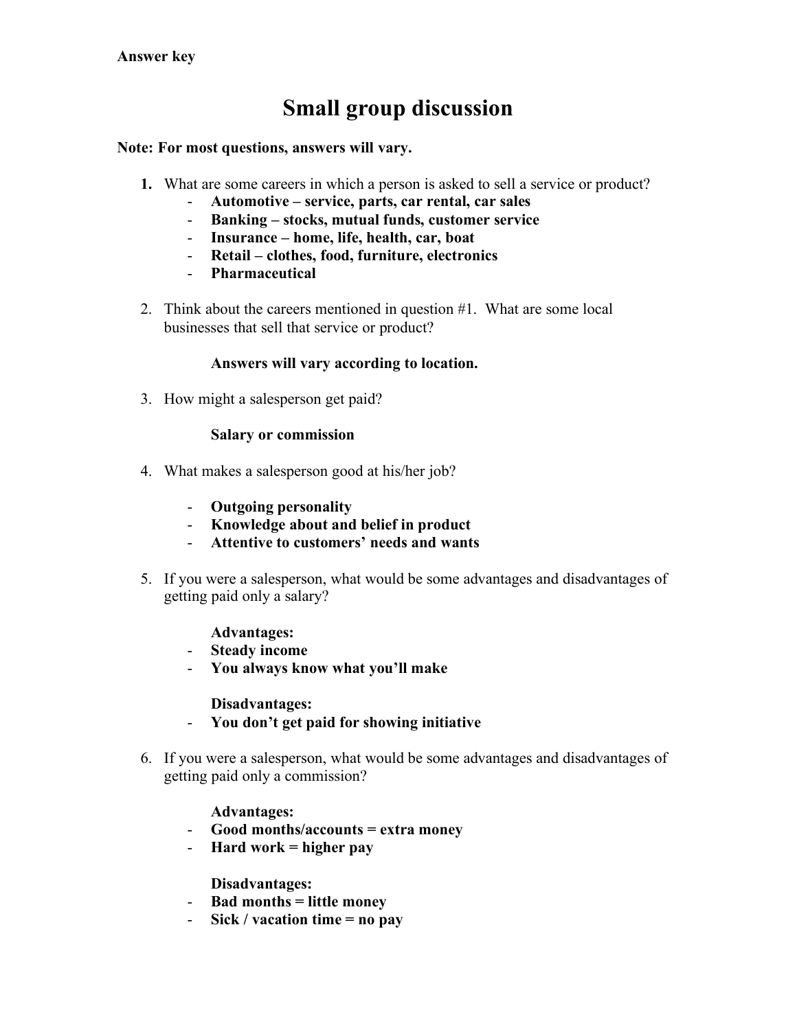**Answer key**

# Small group discussion

**Note: For most questions, answers will vary.**

**1.** What are some careers in which a person is asked to sell a service or product?
   - **Automotive – service, parts, car rental, car sales**
   - **Banking – stocks, mutual funds, customer service**
   - **Insurance – home, life, health, car, boat**
   - **Retail – clothes, food, furniture, electronics**
   - **Pharmaceutical**

2. Think about the careers mentioned in question #1. What are some local businesses that sell that service or product?

   **Answers will vary according to location.**

3. How might a salesperson get paid?

   **Salary or commission**

4. What makes a salesperson good at his/her job?

   - **Outgoing personality**
   - **Knowledge about and belief in product**
   - **Attentive to customers' needs and wants**

5. If you were a salesperson, what would be some advantages and disadvantages of getting paid only a salary?

   **Advantages:**
   - **Steady income**
   - **You always know what you'll make**

   **Disadvantages:**
   - **You don't get paid for showing initiative**

6. If you were a salesperson, what would be some advantages and disadvantages of getting paid only a commission?

   **Advantages:**
   - **Good months/accounts = extra money**
   - **Hard work = higher pay**

   **Disadvantages:**
   - **Bad months = little money**
   - **Sick / vacation time = no pay**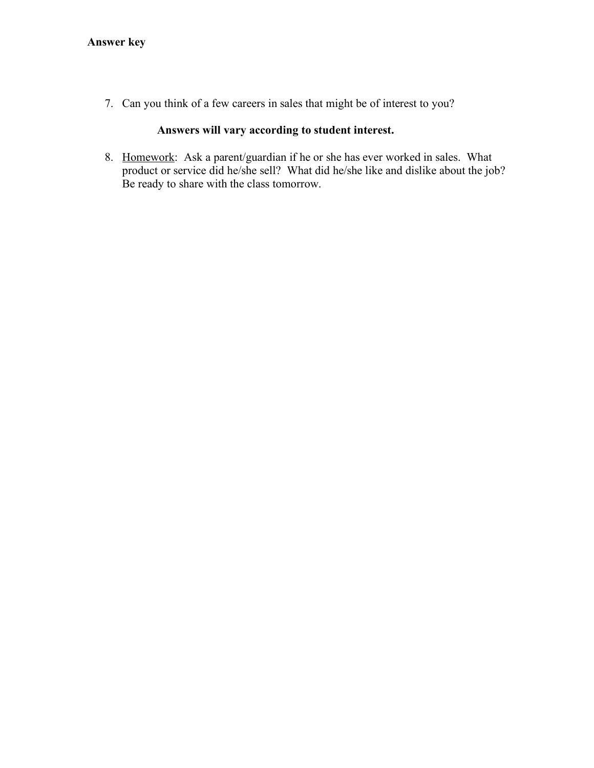**Answer key**

7. Can you think of a few careers in sales that might be of interest to you?

   **Answers will vary according to student interest.**

8. <u>Homework</u>: Ask a parent/guardian if he or she has ever worked in sales. What product or service did he/she sell? What did he/she like and dislike about the job? Be ready to share with the class tomorrow.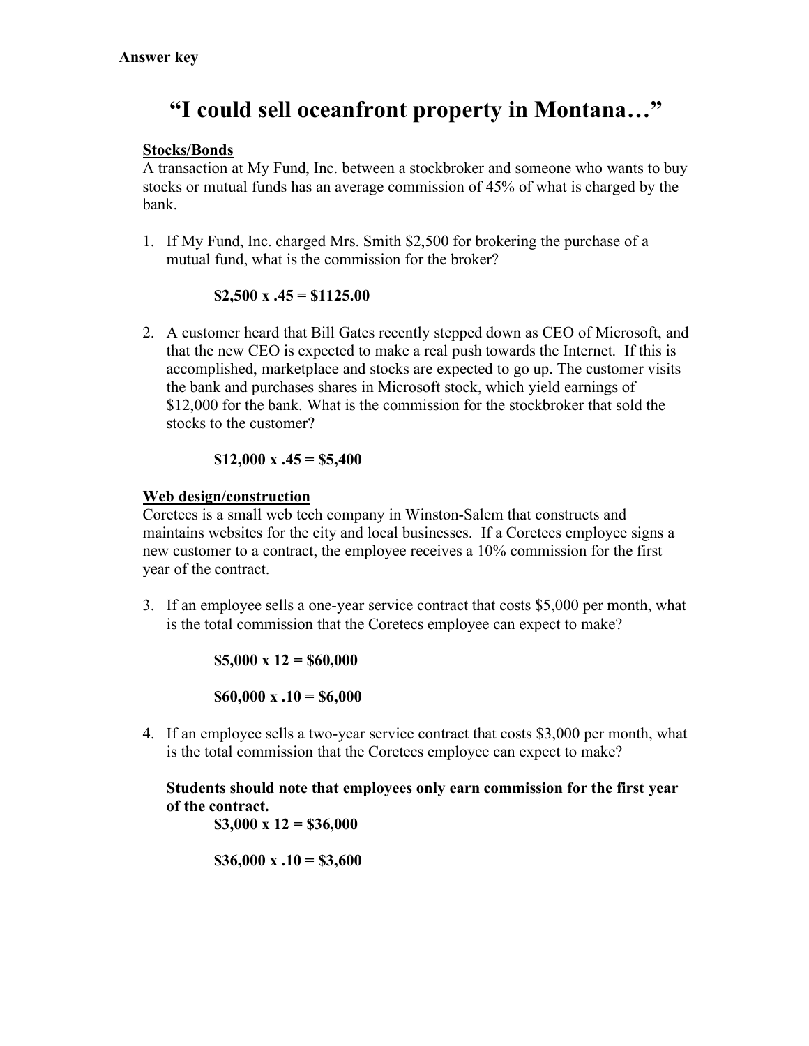**Answer key**

# "I could sell oceanfront property in Montana…"

**Stocks/Bonds**

A transaction at My Fund, Inc. between a stockbroker and someone who wants to buy stocks or mutual funds has an average commission of 45% of what is charged by the bank.

1. If My Fund, Inc. charged Mrs. Smith $2,500 for brokering the purchase of a mutual fund, what is the commission for the broker?

   **$2,500 x .45 = $1125.00**

2. A customer heard that Bill Gates recently stepped down as CEO of Microsoft, and that the new CEO is expected to make a real push towards the Internet. If this is accomplished, marketplace and stocks are expected to go up. The customer visits the bank and purchases shares in Microsoft stock, which yield earnings of $12,000 for the bank. What is the commission for the stockbroker that sold the stocks to the customer?

   **$12,000 x .45 = $5,400**

**Web design/construction**

Coretecs is a small web tech company in Winston-Salem that constructs and maintains websites for the city and local businesses. If a Coretecs employee signs a new customer to a contract, the employee receives a 10% commission for the first year of the contract.

3. If an employee sells a one-year service contract that costs $5,000 per month, what is the total commission that the Coretecs employee can expect to make?

   **$5,000 x 12 = $60,000**

   **$60,000 x .10 = $6,000**

4. If an employee sells a two-year service contract that costs $3,000 per month, what is the total commission that the Coretecs employee can expect to make?

   **Students should note that employees only earn commission for the first year of the contract.**

   **$3,000 x 12 = $36,000**

   **$36,000 x .10 = $3,600**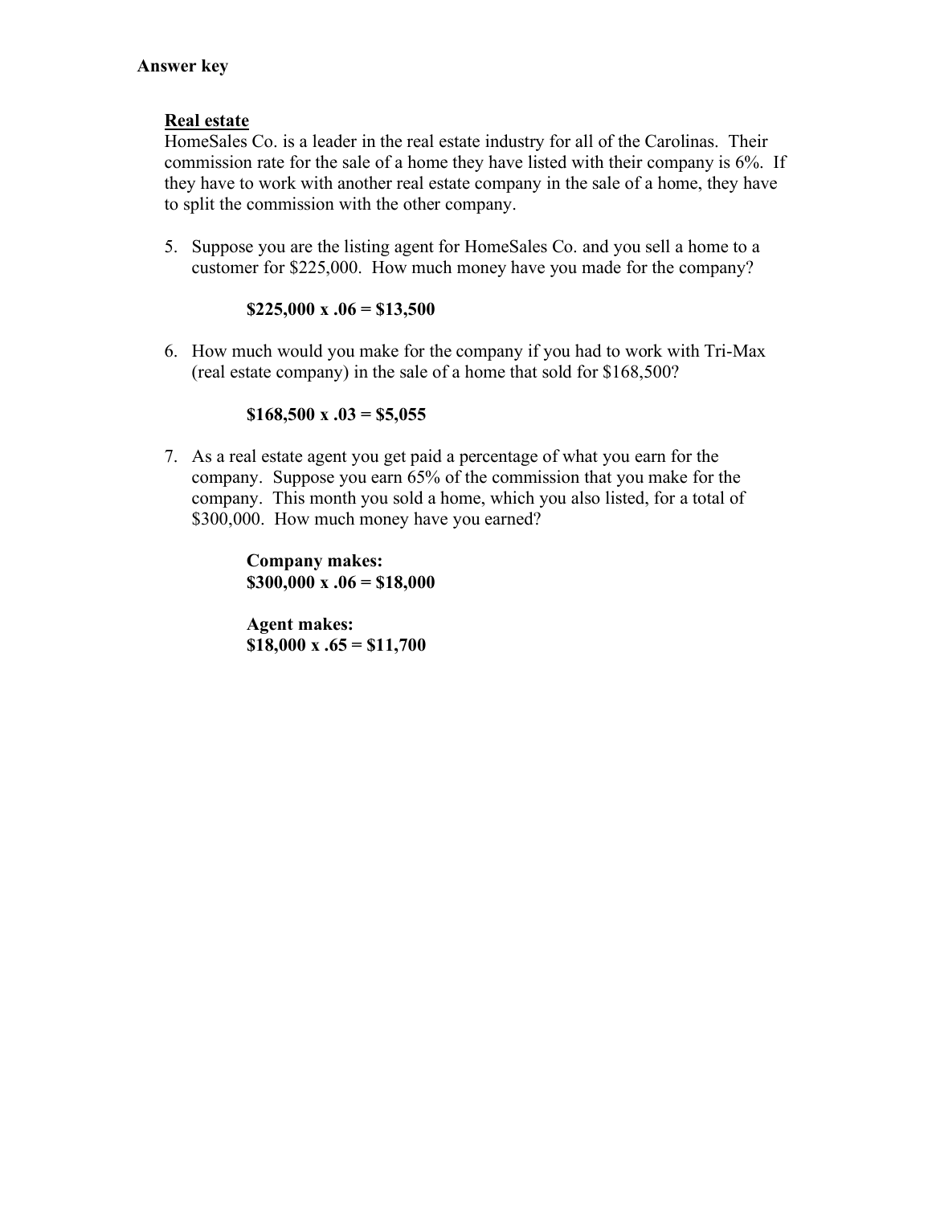**Answer key**

**Real estate**

HomeSales Co. is a leader in the real estate industry for all of the Carolinas. Their commission rate for the sale of a home they have listed with their company is 6%. If they have to work with another real estate company in the sale of a home, they have to split the commission with the other company.

5. Suppose you are the listing agent for HomeSales Co. and you sell a home to a customer for $225,000. How much money have you made for the company?

   **$225,000 x .06 = $13,500**

6. How much would you make for the company if you had to work with Tri-Max (real estate company) in the sale of a home that sold for $168,500?

   **$168,500 x .03 = $5,055**

7. As a real estate agent you get paid a percentage of what you earn for the company. Suppose you earn 65% of the commission that you make for the company. This month you sold a home, which you also listed, for a total of $300,000. How much money have you earned?

   **Company makes:**
   **$300,000 x .06 = $18,000**

   **Agent makes:**
   **$18,000 x .65 = $11,700**